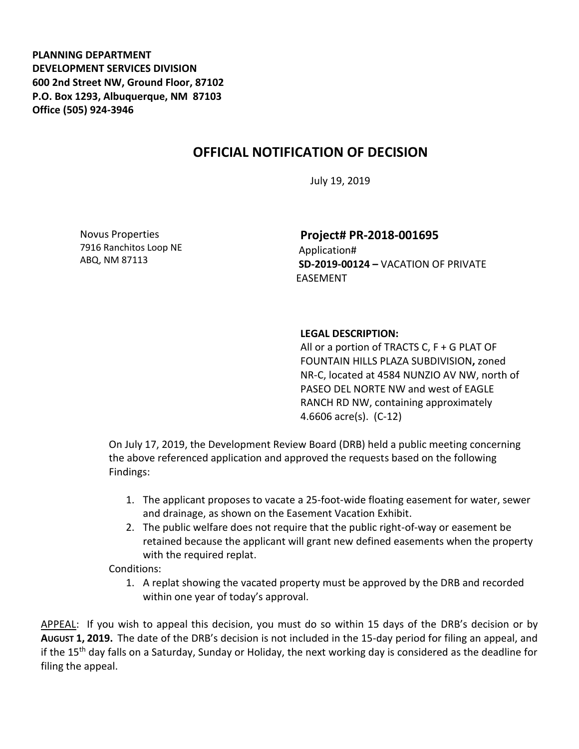**PLANNING DEPARTMENT**
**DEVELOPMENT SERVICES DIVISION**
**600 2nd Street NW, Ground Floor, 87102**
**P.O. Box 1293, Albuquerque, NM 87103**
**Office (505) 924-3946**

# OFFICIAL NOTIFICATION OF DECISION

July 19, 2019

Novus Properties
7916 Ranchitos Loop NE
ABQ, NM 87113

**Project# PR-2018-001695**
Application#
**SD-2019-00124 –** VACATION OF PRIVATE EASEMENT

**LEGAL DESCRIPTION:**
All or a portion of TRACTS C, F + G PLAT OF FOUNTAIN HILLS PLAZA SUBDIVISION**,** zoned NR-C, located at 4584 NUNZIO AV NW, north of PASEO DEL NORTE NW and west of EAGLE RANCH RD NW, containing approximately 4.6606 acre(s). (C-12)

On July 17, 2019, the Development Review Board (DRB) held a public meeting concerning the above referenced application and approved the requests based on the following Findings:

1. The applicant proposes to vacate a 25-foot-wide floating easement for water, sewer and drainage, as shown on the Easement Vacation Exhibit.
2. The public welfare does not require that the public right-of-way or easement be retained because the applicant will grant new defined easements when the property with the required replat.

Conditions:

1. A replat showing the vacated property must be approved by the DRB and recorded within one year of today's approval.

APPEAL: If you wish to appeal this decision, you must do so within 15 days of the DRB's decision or by **AUGUST 1, 2019.** The date of the DRB's decision is not included in the 15-day period for filing an appeal, and if the 15th day falls on a Saturday, Sunday or Holiday, the next working day is considered as the deadline for filing the appeal.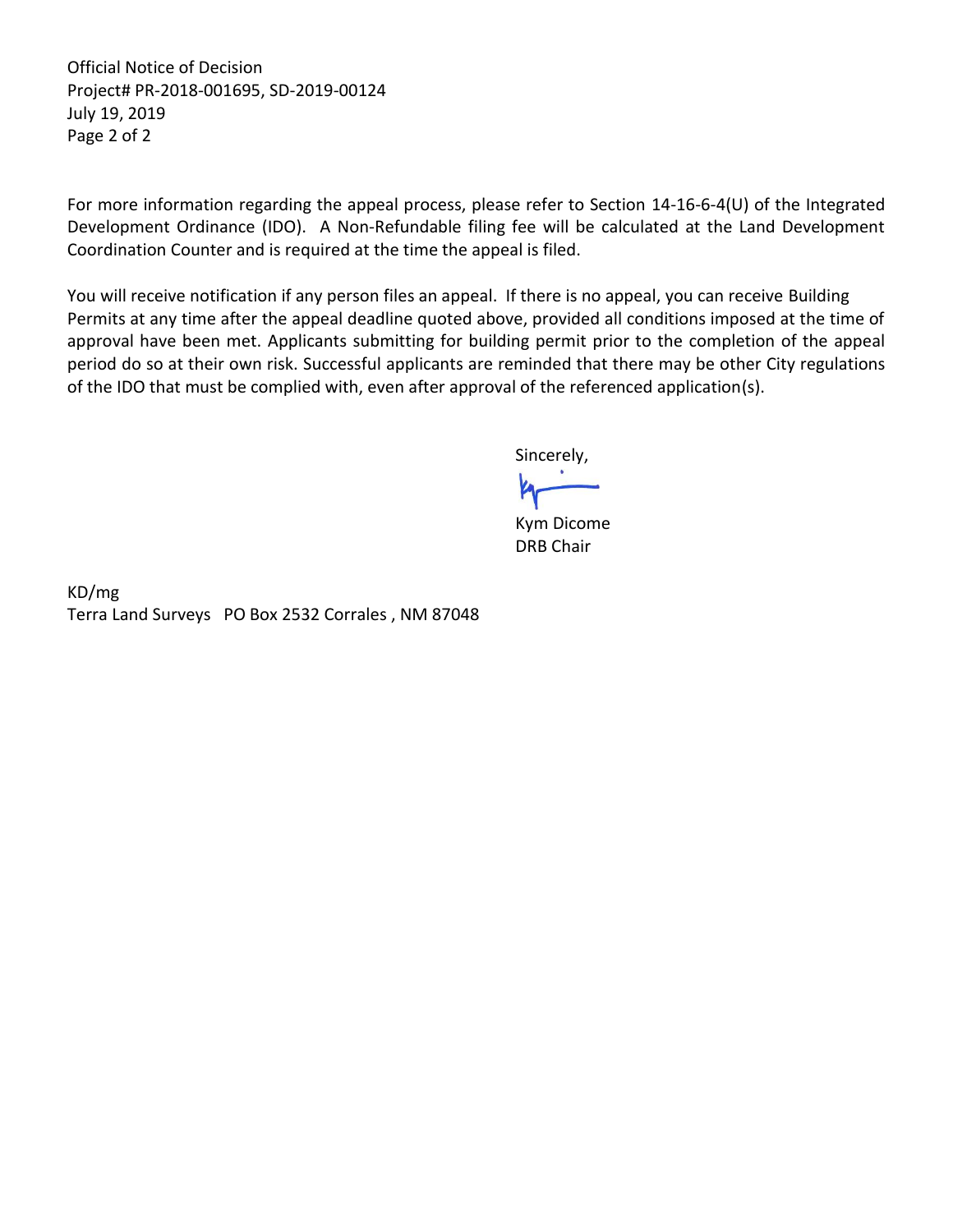For more information regarding the appeal process, please refer to Section 14-16-6-4(U) of the Integrated Development Ordinance (IDO). A Non-Refundable filing fee will be calculated at the Land Development Coordination Counter and is required at the time the appeal is filed.

You will receive notification if any person files an appeal. If there is no appeal, you can receive Building Permits at any time after the appeal deadline quoted above, provided all conditions imposed at the time of approval have been met. Applicants submitting for building permit prior to the completion of the appeal period do so at their own risk. Successful applicants are reminded that there may be other City regulations of the IDO that must be complied with, even after approval of the referenced application(s).

Sincerely,

Kym Dicome
DRB Chair

KD/mg
Terra Land Surveys PO Box 2532 Corrales , NM 87048